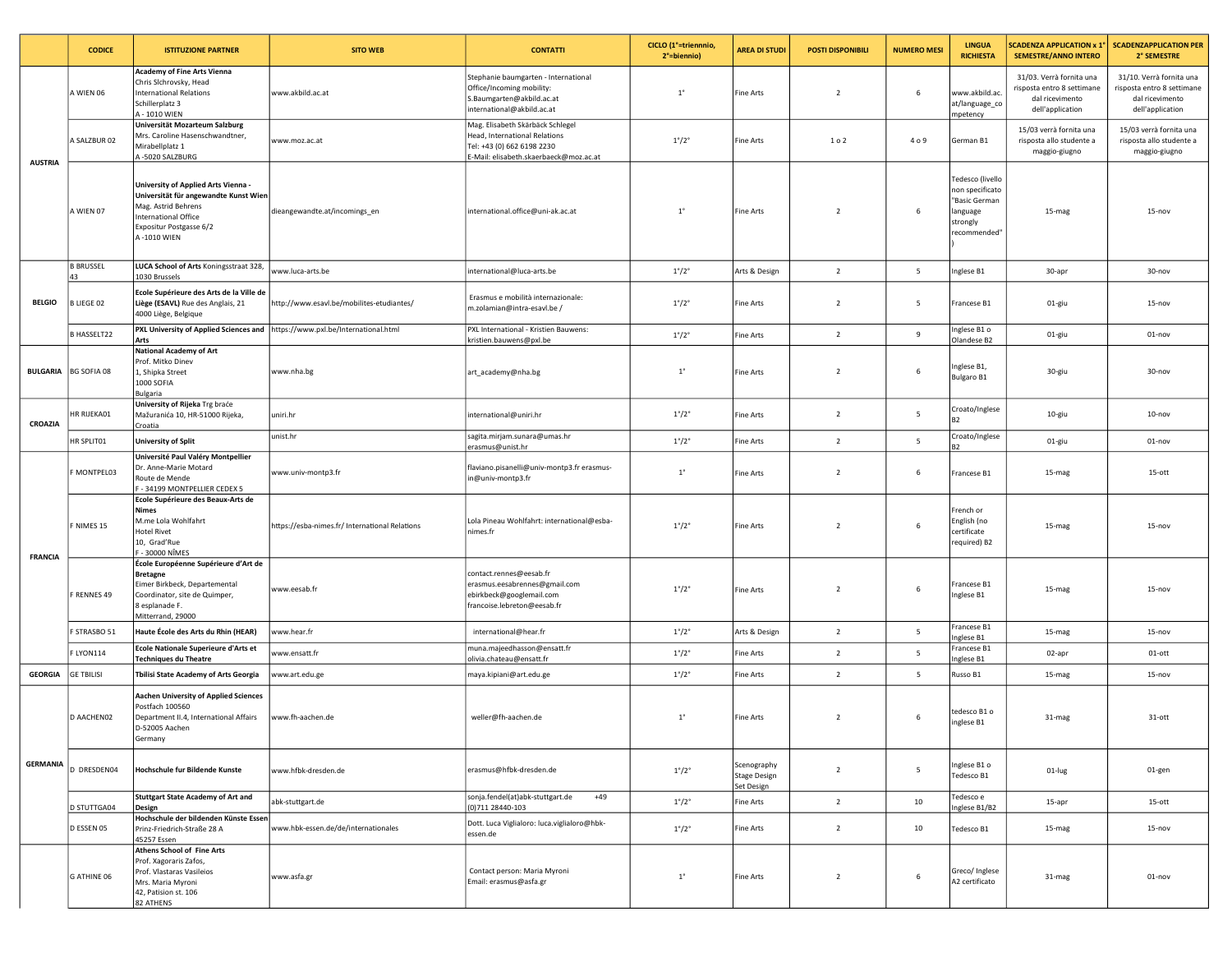| | CODICE | ISTITUZIONE PARTNER | SITO WEB | CONTATTI | CICLO (1°=triennnio, 2°=biennio) | AREA DI STUDI | POSTI DISPONIBILI | NUMERO MESI | LINGUA RICHIESTA | SCADENZA APPLICATION x 1° SEMESTRE/ANNO INTERO | SCADENZAPPLICATION PER 2° SEMESTRE |
|---|---|---|---|---|---|---|---|---|---|---|---|
| AUSTRIA | A WIEN 06 | **Academy of Fine Arts Vienna** Chris Slchrovsky, Head International Relations Schillerplatz 3 A - 1010 WIEN | www.akbild.ac.at | Stephanie baumgarten - International Office/Incoming mobility: S.Baumgarten@akbild.ac.at international@akbild.ac.at | 1° | Fine Arts | 2 | 6 | www.akbild.ac.at/language_competency | 31/03. Verrà fornita una risposta entro 8 settimane dal ricevimento dell'application | 31/10. Verrà fornita una risposta entro 8 settimane dal ricevimento dell'application |
| | A SALZBUR 02 | **Universität Mozarteum Salzburg** Mrs. Caroline Hasenschwandtner, Mirabellplatz 1 A -5020 SALZBURG | www.moz.ac.at | Mag. Elisabeth Skärbäck Schlegel Head, International Relations Tel: +43 (0) 662 6198 2230 E-Mail: elisabeth.skaerbaeck@moz.ac.at | 1°/2° | Fine Arts | 1 o 2 | 4 o 9 | German B1 | 15/03 verrà fornita una risposta allo studente a maggio-giugno | 15/03 verrà fornita una risposta allo studente a maggio-giugno |
| | A WIEN 07 | **University of Applied Arts Vienna - Universität für angewandte Kunst Wien** Mag. Astrid Behrens International Office Expositur Postgasse 6/2 A -1010 WIEN | dieangewandte.at/incomings_en | international.office@uni-ak.ac.at | 1° | Fine Arts | 2 | 6 | Tedesco (livello non specificato "Basic German language strongly recommended") | 15-mag | 15-nov |
| BELGIO | B BRUSSEL 43 | **LUCA School of Arts** Koningsstraat 328, 1030 Brussels | www.luca-arts.be | international@luca-arts.be | 1°/2° | Arts & Design | 2 | 5 | Inglese B1 | 30-apr | 30-nov |
| | B LIEGE 02 | **Ecole Supérieure des Arts de la Ville de Liège (ESAVL)** Rue des Anglais, 21 4000 Liège, Belgique | http://www.esavl.be/mobilites-etudiantes/ | Erasmus e mobilità internazionale: m.zolamian@intra-esavl.be / | 1°/2° | Fine Arts | 2 | 5 | Francese B1 | 01-giu | 15-nov |
| | B HASSELT22 | **PXL University of Applied Sciences and Arts** | https://www.pxl.be/International.html | PXL International - Kristien Bauwens: kristien.bauwens@pxl.be | 1°/2° | Fine Arts | 2 | 9 | Inglese B1 o Olandese B2 | 01-giu | 01-nov |
| BULGARIA | BG SOFIA 08 | **National Academy of Art** Prof. Mitko Dinev 1, Shipka Street 1000 SOFIA Bulgaria | www.nha.bg | art_academy@nha.bg | 1° | Fine Arts | 2 | 6 | Inglese B1, Bulgaro B1 | 30-giu | 30-nov |
| CROAZIA | HR RIJEKA01 | **University of Rijeka** Trg braće Mažuranića 10, HR-51000 Rijeka, Croatia | uniri.hr | international@uniri.hr | 1°/2° | Fine Arts | 2 | 5 | Croato/Inglese B2 | 10-giu | 10-nov |
| | HR SPLIT01 | **University of Split** | unist.hr | sagita.mirjam.sunara@umas.hr erasmus@unist.hr | 1°/2° | Fine Arts | 2 | 5 | Croato/Inglese B2 | 01-giu | 01-nov |
| FRANCIA | F MONTPEL03 | **Université Paul Valéry Montpellier** Dr. Anne-Marie Motard Route de Mende F - 34199 MONTPELLIER CEDEX 5 | www.univ-montp3.fr | flaviano.pisanelli@univ-montp3.fr erasmus-in@univ-montp3.fr | 1° | Fine Arts | 2 | 6 | Francese B1 | 15-mag | 15-ott |
| | F NIMES 15 | **Ecole Supérieure des Beaux-Arts de Nimes** M.me Lola Wohlfahrt Hotel Rivet 10, Grad'Rue F - 30000 NÎMES | https://esba-nimes.fr/ International Relations | Lola Pineau Wohlfahrt: international@esba-nimes.fr | 1°/2° | Fine Arts | 2 | 6 | French or English (no certificate required) B2 | 15-mag | 15-nov |
| | F RENNES 49 | **École Européenne Supérieure d'Art de Bretagne** Eimer Birkbeck, Departemental Coordinator, site de Quimper, 8 esplanade F. Mitterrand, 29000 | www.eesab.fr | contact.rennes@eesab.fr erasmus.eesabrennes@gmail.com ebirkbeck@googlemail.com francoise.lebreton@eesab.fr | 1°/2° | Fine Arts | 2 | 6 | Francese B1 Inglese B1 | 15-mag | 15-nov |
| | F STRASBO 51 | **Haute École des Arts du Rhin (HEAR)** | www.hear.fr | international@hear.fr | 1°/2° | Arts & Design | 2 | 5 | Francese B1 Inglese B1 | 15-mag | 15-nov |
| | F LYON114 | **Ecole Nationale Superieure d'Arts et Techniques du Theatre** | www.ensatt.fr | muna.majeedhasson@ensatt.fr olivia.chateau@ensatt.fr | 1°/2° | Fine Arts | 2 | 5 | Francese B1 Inglese B1 | 02-apr | 01-ott |
| GEORGIA | GE TBILISI | **Tbilisi State Academy of Arts Georgia** | www.art.edu.ge | maya.kipiani@art.edu.ge | 1°/2° | Fine Arts | 2 | 5 | Russo B1 | 15-mag | 15-nov |
| GERMANIA | D AACHEN02 | **Aachen University of Applied Sciences** Postfach 100560 Department II.4, International Affairs D-52005 Aachen Germany | www.fh-aachen.de | weller@fh-aachen.de | 1° | Fine Arts | 2 | 6 | tedesco B1 o inglese B1 | 31-mag | 31-ott |
| | D DRESDEN04 | **Hochschule fur Bildende Kunste** | www.hfbk-dresden.de | erasmus@hfbk-dresden.de | 1°/2° | Scenography Stage Design Set Design | 2 | 5 | Inglese B1 o Tedesco B1 | 01-lug | 01-gen |
| | D STUTTGA04 | **Stuttgart State Academy of Art and Design** | abk-stuttgart.de | sonja.fendel(at)abk-stuttgart.de +49 (0)711 28440-103 | 1°/2° | Fine Arts | 2 | 10 | Tedesco e Inglese B1/B2 | 15-apr | 15-ott |
| | D ESSEN 05 | **Hochschule der bildenden Künste Essen** Prinz-Friedrich-Straße 28 A 45257 Essen | www.hbk-essen.de/de/internationales | Dott. Luca Viglialoro: luca.viglialoro@hbk-essen.de | 1°/2° | Fine Arts | 2 | 10 | Tedesco B1 | 15-mag | 15-nov |
| | G ATHINE 06 | **Athens School of Fine Arts** Prof. Xagoraris Zafos, Prof. Vlastaras Vasileios Mrs. Maria Myroni 42, Patision st. 106 82 ATHENS | www.asfa.gr | Contact person: Maria Myroni Email: erasmus@asfa.gr | 1° | Fine Arts | 2 | 6 | Greco/ Inglese A2 certificato | 31-mag | 01-nov |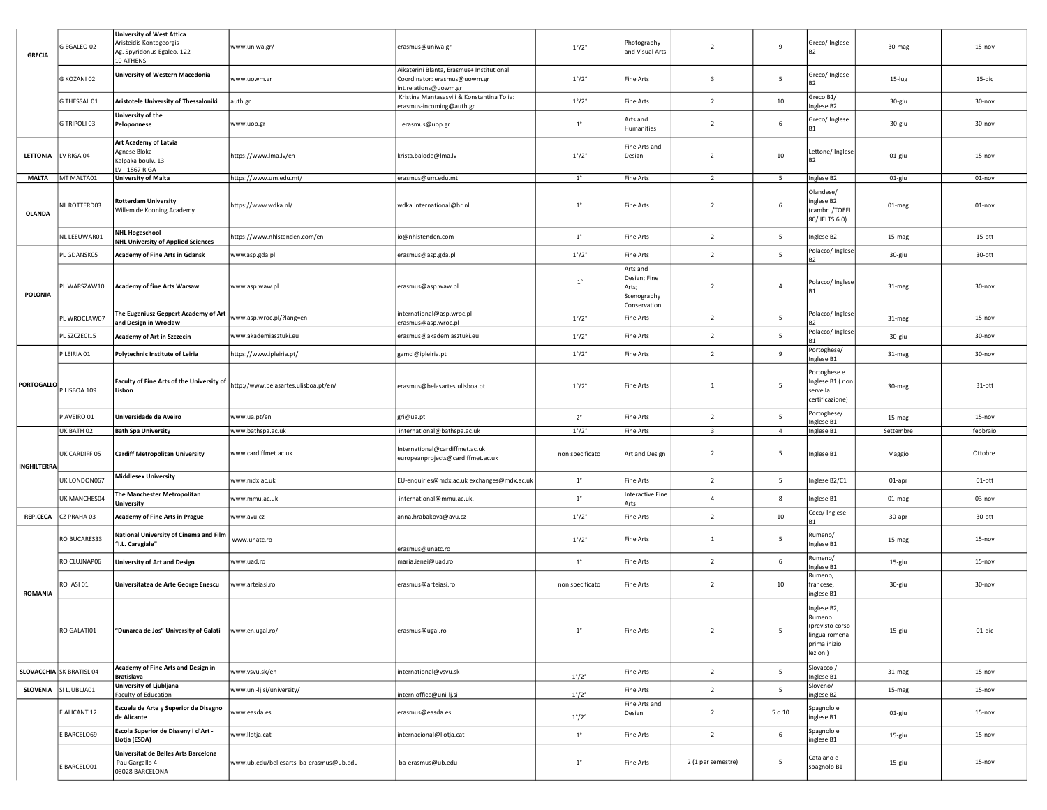| | | | | | | | | | | |
|---|---|---|---|---|---|---|---|---|---|---|
| GRECIA | G EGALEO 02 | **University of West Attica** Aristeidis Kontogeorgis Ag. Spyridonus Egaleo, 122 10 ATHENS | www.uniwa.gr/ | erasmus@uniwa.gr | 1°/2° | Photography and Visual Arts | 2 | 9 | Greco/ Inglese B2 | 30-mag | 15-nov |
| | G KOZANI 02 | **University of Western Macedonia** | www.uowm.gr | Aikaterini Blanta, Erasmus+ Institutional Coordinator: erasmus@uowm.gr int.relations@uowm.gr | 1°/2° | Fine Arts | 3 | 5 | Greco/ Inglese B2 | 15-lug | 15-dic |
| | G THESSAL 01 | **Aristotele University of Thessaloniki** | auth.gr | Kristina Mantasasvili & Konstantina Tolia: erasmus-incoming@auth.gr | 1°/2° | Fine Arts | 2 | 10 | Greco B1/ Inglese B2 | 30-giu | 30-nov |
| | G TRIPOLI 03 | **University of the Peloponnese** | www.uop.gr | erasmus@uop.gr | 1° | Arts and Humanities | 2 | 6 | Greco/ Inglese B1 | 30-giu | 30-nov |
| LETTONIA | LV RIGA 04 | **Art Academy of Latvia** Agnese Bloka Kalpaka boulv. 13 LV - 1867 RIGA | https://www.lma.lv/en | krista.balode@lma.lv | 1°/2° | Fine Arts and Design | 2 | 10 | Lettone/ Inglese B2 | 01-giu | 15-nov |
| MALTA | MT MALTA01 | **University of Malta** | https://www.um.edu.mt/ | erasmus@um.edu.mt | 1° | Fine Arts | 2 | 5 | Inglese B2 | 01-giu | 01-nov |
| OLANDA | NL ROTTERD03 | **Rotterdam University** Willem de Kooning Academy | https://www.wdka.nl/ | wdka.international@hr.nl | 1° | Fine Arts | 2 | 6 | Olandese/ inglese B2 (cambr. /TOEFL 80/ IELTS 6.0) | 01-mag | 01-nov |
| | NL LEEUWAR01 | **NHL Hogeschool** **NHL University of Applied Sciences** | https://www.nhlstenden.com/en | io@nhlstenden.com | 1° | Fine Arts | 2 | 5 | Inglese B2 | 15-mag | 15-ott |
| POLONIA | PL GDANSK05 | **Academy of Fine Arts in Gdansk** | www.asp.gda.pl | erasmus@asp.gda.pl | 1°/2° | Fine Arts | 2 | 5 | Polacco/ Inglese B2 | 30-giu | 30-ott |
| | PL WARSZAW10 | **Academy of fine Arts Warsaw** | www.asp.waw.pl | erasmus@asp.waw.pl | 1° | Arts and Design; Fine Arts; Scenography Conservation | 2 | 4 | Polacco/ Inglese B1 | 31-mag | 30-nov |
| | PL WROCLAW07 | **The Eugeniusz Geppert Academy of Art and Design in Wroclaw** | www.asp.wroc.pl/?lang=en | international@asp.wroc.pl erasmus@asp.wroc.pl | 1°/2° | Fine Arts | 2 | 5 | Polacco/ Inglese B2 | 31-mag | 15-nov |
| | PL SZCZECI15 | **Academy of Art in Szczecin** | www.akademiasztuki.eu | erasmus@akademiasztuki.eu | 1°/2° | Fine Arts | 2 | 5 | Polacco/ Inglese B1 | 30-giu | 30-nov |
| PORTOGALLO | P LEIRIA 01 | **Polytechnic Institute of Leiria** | https://www.ipleiria.pt/ | gamci@ipleiria.pt | 1°/2° | Fine Arts | 2 | 9 | Portoghese/ Inglese B1 | 31-mag | 30-nov |
| | P LISBOA 109 | **Faculty of Fine Arts of the University of Lisbon** | http://www.belasartes.ulisboa.pt/en/ | erasmus@belasartes.ulisboa.pt | 1°/2° | Fine Arts | 1 | 5 | Portoghese e Inglese B1 ( non serve la certificazione) | 30-mag | 31-ott |
| | P AVEIRO 01 | **Universidade de Aveiro** | www.ua.pt/en | gri@ua.pt | 2° | Fine Arts | 2 | 5 | Portoghese/ Inglese B1 | 15-mag | 15-nov |
| INGHILTERRA | UK BATH 02 | **Bath Spa University** | www.bathspa.ac.uk | international@bathspa.ac.uk | 1°/2° | Fine Arts | 3 | 4 | Inglese B1 | Settembre | febbraio |
| | UK CARDIFF 05 | **Cardiff Metropolitan University** | www.cardiffmet.ac.uk | International@cardiffmet.ac.uk europeanprojects@cardiffmet.ac.uk | non specificato | Art and Design | 2 | 5 | Inglese B1 | Maggio | Ottobre |
| | UK LONDON067 | **Middlesex University** | www.mdx.ac.uk | EU-enquiries@mdx.ac.uk exchanges@mdx.ac.uk | 1° | Fine Arts | 2 | 5 | Inglese B2/C1 | 01-apr | 01-ott |
| | UK MANCHES04 | **The Manchester Metropolitan University** | www.mmu.ac.uk | international@mmu.ac.uk. | 1° | Interactive Fine Arts | 4 | 8 | Inglese B1 | 01-mag | 03-nov |
| REP.CECA | CZ PRAHA 03 | **Academy of Fine Arts in Prague** | www.avu.cz | anna.hrabakova@avu.cz | 1°/2° | Fine Arts | 2 | 10 | Ceco/ Inglese B1 | 30-apr | 30-ott |
| ROMANIA | RO BUCARES33 | **National University of Cinema and Film "I.L. Caragiale"** | www.unatc.ro | erasmus@unatc.ro | 1°/2° | Fine Arts | 1 | 5 | Rumeno/ Inglese B1 | 15-mag | 15-nov |
| | RO CLUJNAP06 | **University of Art and Design** | www.uad.ro | maria.ienei@uad.ro | 1° | Fine Arts | 2 | 6 | Rumeno/ Inglese B1 | 15-giu | 15-nov |
| | RO IASI 01 | **Universitatea de Arte George Enescu** | www.arteiasi.ro | erasmus@arteiasi.ro | non specificato | Fine Arts | 2 | 10 | Rumeno, francese, inglese B1 | 30-giu | 30-nov |
| | RO GALATI01 | **"Dunarea de Jos" University of Galati** | www.en.ugal.ro/ | erasmus@ugal.ro | 1° | Fine Arts | 2 | 5 | Inglese B2, Rumeno (previsto corso lingua romena prima inizio lezioni) | 15-giu | 01-dic |
| SLOVACCHIA | SK BRATISL 04 | **Academy of Fine Arts and Design in Bratislava** | www.vsvu.sk/en | international@vsvu.sk | 1°/2° | Fine Arts | 2 | 5 | Slovacco / Inglese B1 | 31-mag | 15-nov |
| SLOVENIA | SI LJUBLJA01 | **University of Ljubljana** Faculty of Education | www.uni-lj.si/university/ | intern.office@uni-lj.si | 1°/2° | Fine Arts | 2 | 5 | Sloveno/ inglese B2 | 15-mag | 15-nov |
| | E ALICANT 12 | **Escuela de Arte y Superior de Disegno de Alicante** | www.easda.es | erasmus@easda.es | 1°/2° | Fine Arts and Design | 2 | 5 o 10 | Spagnolo e inglese B1 | 01-giu | 15-nov |
| | E BARCELO69 | **Escola Superior de Disseny i d'Art - Llotja (ESDA)** | www.llotja.cat | internacional@llotja.cat | 1° | Fine Arts | 2 | 6 | Spagnolo e inglese B1 | 15-giu | 15-nov |
| | E BARCELO01 | **Universitat de Belles Arts Barcelona** Pau Gargallo 4 08028 BARCELONA | www.ub.edu/bellesarts ba-erasmus@ub.edu | ba-erasmus@ub.edu | 1° | Fine Arts | 2 (1 per semestre) | 5 | Catalano e spagnolo B1 | 15-giu | 15-nov |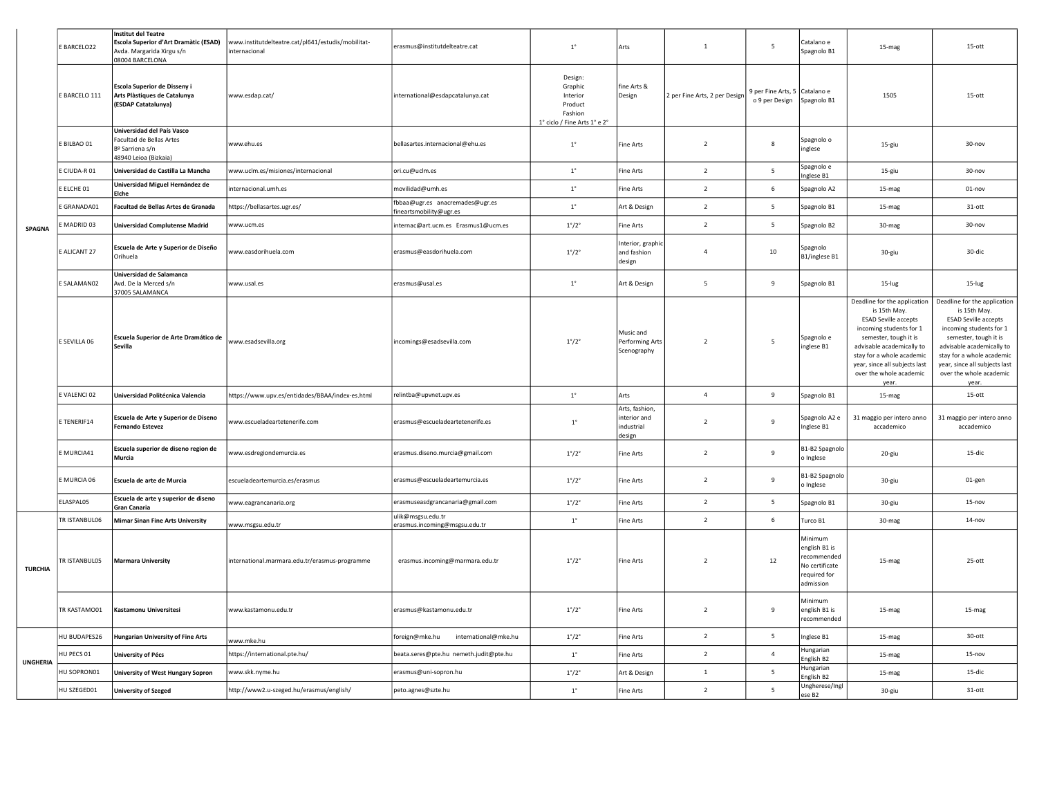| | | | | | | | | | | |
|---|---|---|---|---|---|---|---|---|---|---|
| SPAGNA | E BARCELO22 | **Institut del Teatre**<br>**Escola Superior d'Art Dramàtic (ESAD)**<br>Avda. Margarida Xirgu s/n<br>08004 BARCELONA | www.institutdelteatre.cat/pl641/estudis/mobilitat-internacional | erasmus@institutdelteatre.cat | 1° | Arts | 1 | 5 | Catalano e Spagnolo B1 | 15-mag | 15-ott |
| | E BARCELO 111 | **Escola Superior de Disseny i Arts Plàstiques de Catalunya (ESDAP Catatalunya)** | www.esdap.cat/ | international@esdapcatalunya.cat | Design: Graphic Interior Product Fashion 1° ciclo / Fine Arts 1° e 2° | fine Arts & Design | 2 per Fine Arts, 2 per Design | 9 per Fine Arts, 5 o 9 per Design | Catalano e Spagnolo B1 | 1505 | 15-ott |
| | E BILBAO 01 | **Universidad del País Vasco**<br>Facultad de Bellas Artes<br>Bº Sarriena s/n<br>48940 Leioa (Bizkaia) | www.ehu.es | bellasartes.internacional@ehu.es | 1° | Fine Arts | 2 | 8 | Spagnolo o inglese | 15-giu | 30-nov |
| | E CIUDA-R 01 | **Universidad de Castilla La Mancha** | www.uclm.es/misiones/internacional | ori.cu@uclm.es | 1° | Fine Arts | 2 | 5 | Spagnolo e Inglese B1 | 15-giu | 30-nov |
| | E ELCHE 01 | **Universidad Miguel Hernández de Elche** | internacional.umh.es | movilidad@umh.es | 1° | Fine Arts | 2 | 6 | Spagnolo A2 | 15-mag | 01-nov |
| | E GRANADA01 | **Facultad de Bellas Artes de Granada** | https://bellasartes.ugr.es/ | fbbaa@ugr.es anacremades@ugr.es fineartsmobility@ugr.es | 1° | Art & Design | 2 | 5 | Spagnolo B1 | 15-mag | 31-ott |
| | E MADRID 03 | **Universidad Complutense Madrid** | www.ucm.es | internac@art.ucm.es Erasmus1@ucm.es | 1°/2° | Fine Arts | 2 | 5 | Spagnolo B2 | 30-mag | 30-nov |
| | E ALICANT 27 | **Escuela de Arte y Superior de Diseño** Orihuela | www.easdorihuela.com | erasmus@easdorihuela.com | 1°/2° | Interior, graphic and fashion design | 4 | 10 | Spagnolo B1/inglese B1 | 30-giu | 30-dic |
| | E SALAMAN02 | **Universidad de Salamanca**<br>Avd. De la Merced s/n<br>37005 SALAMANCA | www.usal.es | erasmus@usal.es | 1° | Art & Design | 5 | 9 | Spagnolo B1 | 15-lug | 15-lug |
| | E SEVILLA 06 | **Escuela Superior de Arte Dramático de Sevilla** | www.esadsevilla.org | incomings@esadsevilla.com | 1°/2° | Music and Performing Arts Scenography | 2 | 5 | Spagnolo e inglese B1 | Deadline for the application is 15th May. ESAD Seville accepts incoming students for 1 semester, tough it is advisable academically to stay for a whole academic year, since all subjects last over the whole academic year. | Deadline for the application is 15th May. ESAD Seville accepts incoming students for 1 semester, tough it is advisable academically to stay for a whole academic year, since all subjects last over the whole academic year. |
| | E VALENCI 02 | **Universidad Politécnica Valencia** | https://www.upv.es/entidades/BBAA/index-es.html | relintba@upvnet.upv.es | 1° | Arts | 4 | 9 | Spagnolo B1 | 15-mag | 15-ott |
| | E TENERIF14 | **Escuela de Arte y Superior de Diseno Fernando Estevez** | www.escueladeartetenerife.com | erasmus@escueladeartetenerife.es | 1° | Arts, fashion, interior and industrial design | 2 | 9 | Spagnolo A2 e Inglese B1 | 31 maggio per intero anno accademico | 31 maggio per intero anno accademico |
| | E MURCIA41 | **Escuela superior de diseno region de Murcia** | www.esdregiondemurcia.es | erasmus.diseno.murcia@gmail.com | 1°/2° | Fine Arts | 2 | 9 | B1-B2 Spagnolo o Inglese | 20-giu | 15-dic |
| | E MURCIA 06 | **Escuela de arte de Murcia** | escueladeartemurcia.es/erasmus | erasmus@escueladeartemurcia.es | 1°/2° | Fine Arts | 2 | 9 | B1-B2 Spagnolo o Inglese | 30-giu | 01-gen |
| | ELASPAL05 | **Escuela de arte y superior de diseno Gran Canaria** | www.eagrancanaria.org | erasmuseasdgrancanaria@gmail.com | 1°/2° | Fine Arts | 2 | 5 | Spagnolo B1 | 30-giu | 15-nov |
| TURCHIA | TR ISTANBUL06 | **Mimar Sinan Fine Arts University** | www.msgsu.edu.tr | ulik@msgsu.edu.tr erasmus.incoming@msgsu.edu.tr | 1° | Fine Arts | 2 | 6 | Turco B1 | 30-mag | 14-nov |
| | TR ISTANBUL05 | **Marmara University** | international.marmara.edu.tr/erasmus-programme | erasmus.incoming@marmara.edu.tr | 1°/2° | Fine Arts | 2 | 12 | Minimum english B1 is recommended No certificate required for admission | 15-mag | 25-ott |
| | TR KASTAMO01 | **Kastamonu Universitesi** | www.kastamonu.edu.tr | erasmus@kastamonu.edu.tr | 1°/2° | Fine Arts | 2 | 9 | Minimum english B1 is recommended | 15-mag | 15-mag |
| UNGHERIA | HU BUDAPES26 | **Hungarian University of Fine Arts** | www.mke.hu | foreign@mke.hu international@mke.hu | 1°/2° | Fine Arts | 2 | 5 | Inglese B1 | 15-mag | 30-ott |
| | HU PECS 01 | **University of Pécs** | https://international.pte.hu/ | beata.seres@pte.hu nemeth.judit@pte.hu | 1° | Fine Arts | 2 | 4 | Hungarian English B2 | 15-mag | 15-nov |
| | HU SOPRON01 | **University of West Hungary Sopron** | www.skk.nyme.hu | erasmus@uni-sopron.hu | 1°/2° | Art & Design | 1 | 5 | Hungarian English B2 | 15-mag | 15-dic |
| | HU SZEGED01 | **University of Szeged** | http://www2.u-szeged.hu/erasmus/english/ | peto.agnes@szte.hu | 1° | Fine Arts | 2 | 5 | Ungherese/Inglese B2 | 30-giu | 31-ott |